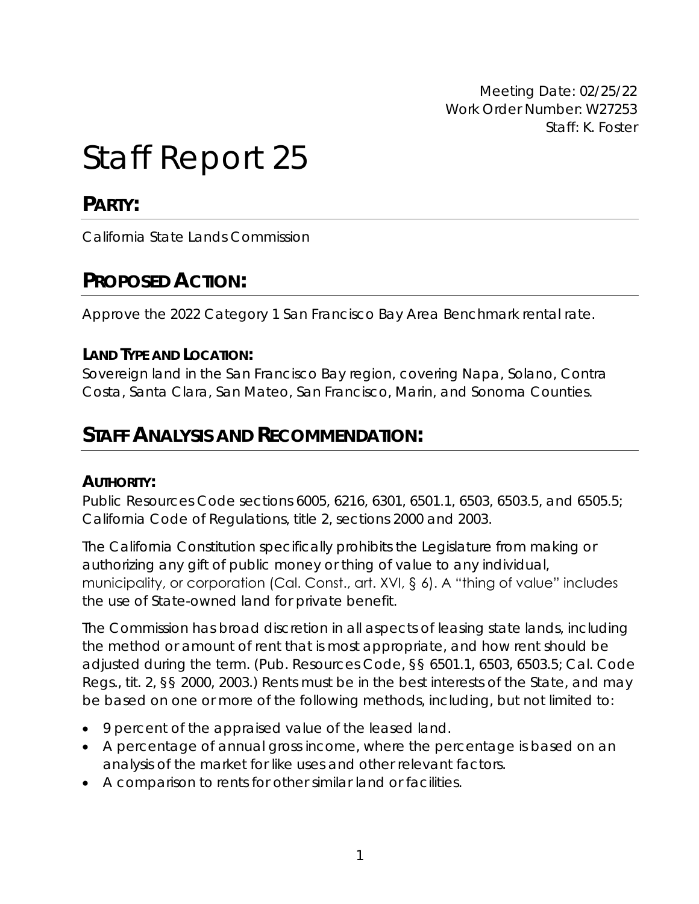Meeting Date: 02/25/22
Work Order Number: W27253
Staff: K. Foster

# Staff Report 25

## PARTY:

California State Lands Commission

## PROPOSED ACTION:

Approve the 2022 Category 1 San Francisco Bay Area Benchmark rental rate.

### LAND TYPE AND LOCATION:

Sovereign land in the San Francisco Bay region, covering Napa, Solano, Contra Costa, Santa Clara, San Mateo, San Francisco, Marin, and Sonoma Counties.

## STAFF ANALYSIS AND RECOMMENDATION:

### AUTHORITY:

Public Resources Code sections 6005, 6216, 6301, 6501.1, 6503, 6503.5, and 6505.5; California Code of Regulations, title 2, sections 2000 and 2003.

The California Constitution specifically prohibits the Legislature from making or authorizing any gift of public money or thing of value to any individual, municipality, or corporation (Cal. Const., art. XVI, § 6). A "thing of value" includes the use of State-owned land for private benefit.

The Commission has broad discretion in all aspects of leasing state lands, including the method or amount of rent that is most appropriate, and how rent should be adjusted during the term. (Pub. Resources Code, §§ 6501.1, 6503, 6503.5; Cal. Code Regs., tit. 2, §§ 2000, 2003.) Rents must be in the best interests of the State, and may be based on one or more of the following methods, including, but not limited to:

- 9 percent of the appraised value of the leased land.
- A percentage of annual gross income, where the percentage is based on an analysis of the market for like uses and other relevant factors.
- A comparison to rents for other similar land or facilities.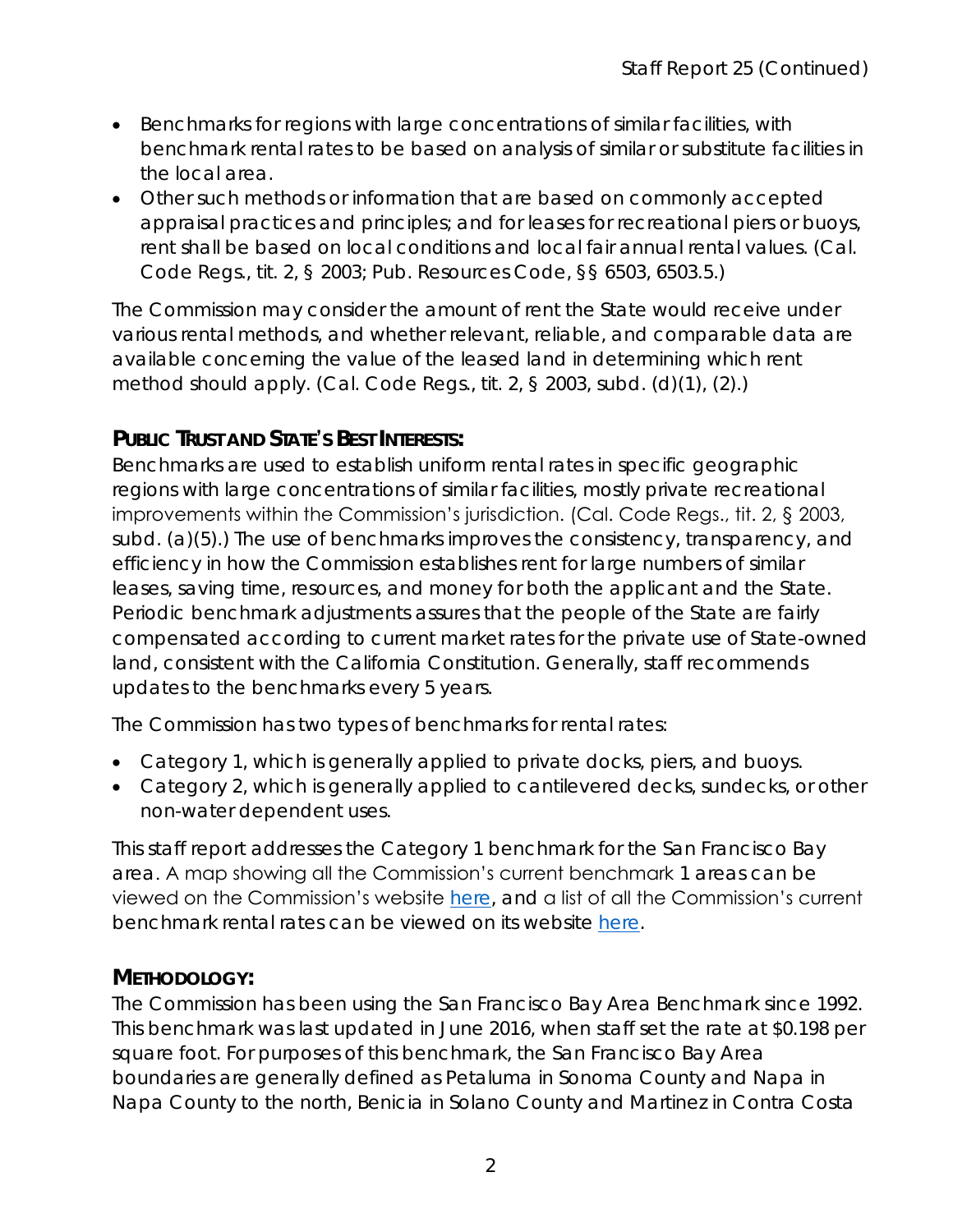- Benchmarks for regions with large concentrations of similar facilities, with benchmark rental rates to be based on analysis of similar or substitute facilities in the local area.
- Other such methods or information that are based on commonly accepted appraisal practices and principles; and for leases for recreational piers or buoys, rent shall be based on local conditions and local fair annual rental values. (Cal. Code Regs., tit. 2, § 2003; Pub. Resources Code, §§ 6503, 6503.5.)

The Commission may consider the amount of rent the State would receive under various rental methods, and whether relevant, reliable, and comparable data are available concerning the value of the leased land in determining which rent method should apply. (Cal. Code Regs., tit. 2, § 2003, subd. (d)(1), (2).)

## PUBLIC TRUST AND STATE'S BEST INTERESTS:

Benchmarks are used to establish uniform rental rates in specific geographic regions with large concentrations of similar facilities, mostly private recreational improvements within the Commission's jurisdiction. (Cal. Code Regs., tit. 2, § 2003, subd. (a)(5).) The use of benchmarks improves the consistency, transparency, and efficiency in how the Commission establishes rent for large numbers of similar leases, saving time, resources, and money for both the applicant and the State. Periodic benchmark adjustments assures that the people of the State are fairly compensated according to current market rates for the private use of State-owned land, consistent with the California Constitution. Generally, staff recommends updates to the benchmarks every 5 years.

The Commission has two types of benchmarks for rental rates:

- Category 1, which is generally applied to private docks, piers, and buoys.
- Category 2, which is generally applied to cantilevered decks, sundecks, or other non-water dependent uses.

This staff report addresses the Category 1 benchmark for the San Francisco Bay area. A map showing all the Commission's current benchmark 1 areas can be viewed on the Commission's website [here](), and a list of all the Commission's current benchmark rental rates can be viewed on its website [here]().

## METHODOLOGY:

The Commission has been using the San Francisco Bay Area Benchmark since 1992. This benchmark was last updated in June 2016, when staff set the rate at $0.198 per square foot. For purposes of this benchmark, the San Francisco Bay Area boundaries are generally defined as Petaluma in Sonoma County and Napa in Napa County to the north, Benicia in Solano County and Martinez in Contra Costa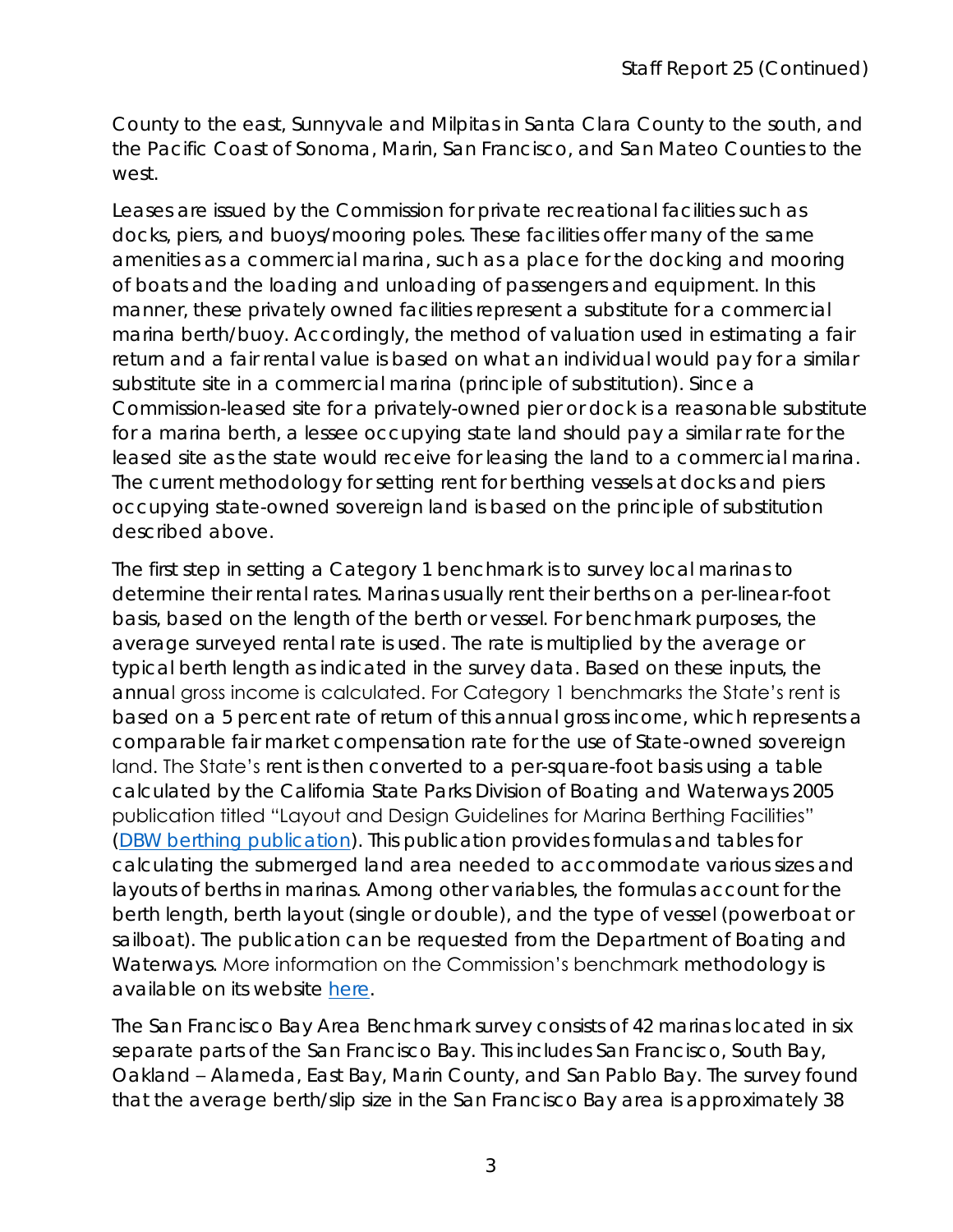County to the east, Sunnyvale and Milpitas in Santa Clara County to the south, and the Pacific Coast of Sonoma, Marin, San Francisco, and San Mateo Counties to the west.

Leases are issued by the Commission for private recreational facilities such as docks, piers, and buoys/mooring poles. These facilities offer many of the same amenities as a commercial marina, such as a place for the docking and mooring of boats and the loading and unloading of passengers and equipment. In this manner, these privately owned facilities represent a substitute for a commercial marina berth/buoy. Accordingly, the method of valuation used in estimating a fair return and a fair rental value is based on what an individual would pay for a similar substitute site in a commercial marina (principle of substitution). Since a Commission-leased site for a privately-owned pier or dock is a reasonable substitute for a marina berth, a lessee occupying state land should pay a similar rate for the leased site as the state would receive for leasing the land to a commercial marina. The current methodology for setting rent for berthing vessels at docks and piers occupying state-owned sovereign land is based on the principle of substitution described above.

The first step in setting a Category 1 benchmark is to survey local marinas to determine their rental rates. Marinas usually rent their berths on a per-linear-foot basis, based on the length of the berth or vessel. For benchmark purposes, the average surveyed rental rate is used. The rate is multiplied by the average or typical berth length as indicated in the survey data. Based on these inputs, the annual gross income is calculated. For Category 1 benchmarks the State's rent is based on a 5 percent rate of return of this annual gross income, which represents a comparable fair market compensation rate for the use of State-owned sovereign land. The State's rent is then converted to a per-square-foot basis using a table calculated by the California State Parks Division of Boating and Waterways 2005 publication titled "Layout and Design Guidelines for Marina Berthing Facilities" ([DBW berthing publication]). This publication provides formulas and tables for calculating the submerged land area needed to accommodate various sizes and layouts of berths in marinas. Among other variables, the formulas account for the berth length, berth layout (single or double), and the type of vessel (powerboat or sailboat). The publication can be requested from the Department of Boating and Waterways. More information on the Commission's benchmark methodology is available on its website [here].

The San Francisco Bay Area Benchmark survey consists of 42 marinas located in six separate parts of the San Francisco Bay. This includes San Francisco, South Bay, Oakland – Alameda, East Bay, Marin County, and San Pablo Bay. The survey found that the average berth/slip size in the San Francisco Bay area is approximately 38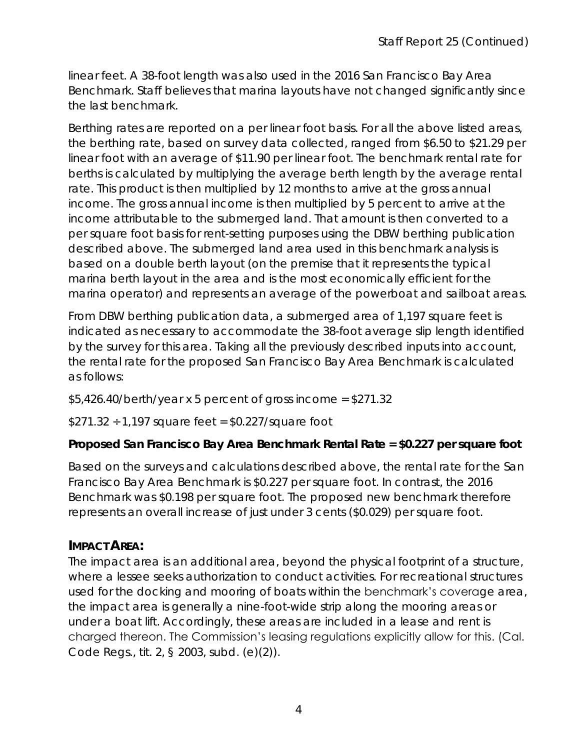linear feet. A 38-foot length was also used in the 2016 San Francisco Bay Area Benchmark. Staff believes that marina layouts have not changed significantly since the last benchmark.

Berthing rates are reported on a per linear foot basis. For all the above listed areas, the berthing rate, based on survey data collected, ranged from $6.50 to $21.29 per linear foot with an average of $11.90 per linear foot. The benchmark rental rate for berths is calculated by multiplying the average berth length by the average rental rate. This product is then multiplied by 12 months to arrive at the gross annual income. The gross annual income is then multiplied by 5 percent to arrive at the income attributable to the submerged land. That amount is then converted to a per square foot basis for rent-setting purposes using the DBW berthing publication described above. The submerged land area used in this benchmark analysis is based on a double berth layout (on the premise that it represents the typical marina berth layout in the area and is the most economically efficient for the marina operator) and represents an average of the powerboat and sailboat areas.

From DBW berthing publication data, a submerged area of 1,197 square feet is indicated as necessary to accommodate the 38-foot average slip length identified by the survey for this area. Taking all the previously described inputs into account, the rental rate for the proposed San Francisco Bay Area Benchmark is calculated as follows:

$5,426.40/berth/year x 5 percent of gross income = $271.32

$271.32 ÷ 1,197 square feet = $0.227/square foot

**Proposed San Francisco Bay Area Benchmark Rental Rate = $0.227 per square foot**

Based on the surveys and calculations described above, the rental rate for the San Francisco Bay Area Benchmark is $0.227 per square foot. In contrast, the 2016 Benchmark was $0.198 per square foot. The proposed new benchmark therefore represents an overall increase of just under 3 cents ($0.029) per square foot.

## IMPACT AREA:

The impact area is an additional area, beyond the physical footprint of a structure, where a lessee seeks authorization to conduct activities. For recreational structures used for the docking and mooring of boats within the benchmark's coverage area, the impact area is generally a nine-foot-wide strip along the mooring areas or under a boat lift. Accordingly, these areas are included in a lease and rent is charged thereon. The Commission's leasing regulations explicitly allow for this. (Cal. Code Regs., tit. 2, § 2003, subd. (e)(2)).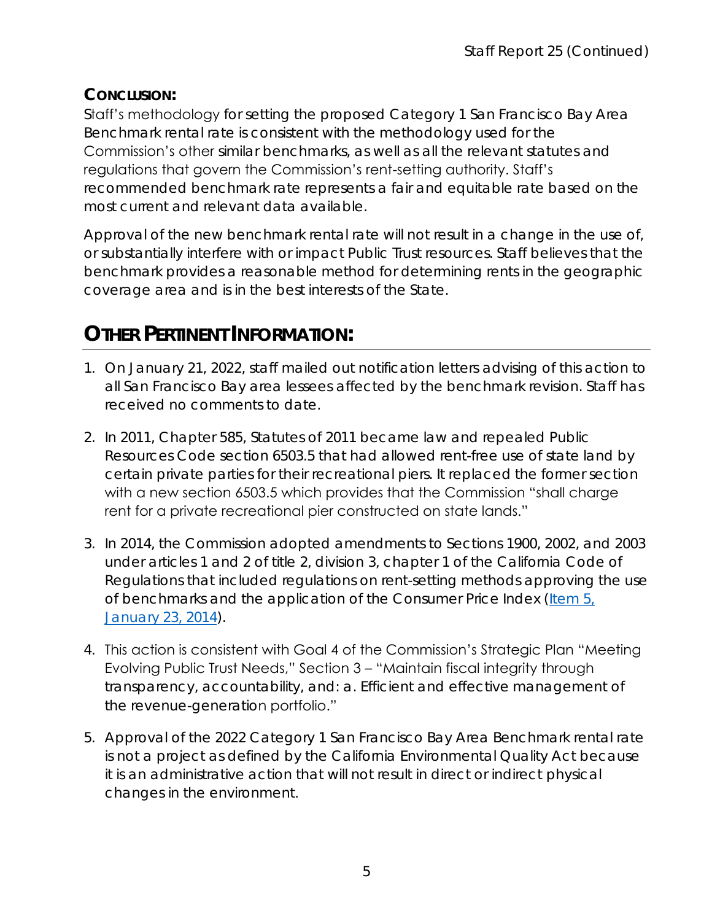## CONCLUSION:

Staff's methodology for setting the proposed Category 1 San Francisco Bay Area Benchmark rental rate is consistent with the methodology used for the Commission's other similar benchmarks, as well as all the relevant statutes and regulations that govern the Commission's rent-setting authority. Staff's recommended benchmark rate represents a fair and equitable rate based on the most current and relevant data available.

Approval of the new benchmark rental rate will not result in a change in the use of, or substantially interfere with or impact Public Trust resources. Staff believes that the benchmark provides a reasonable method for determining rents in the geographic coverage area and is in the best interests of the State.

# OTHER PERTINENT INFORMATION:

1. On January 21, 2022, staff mailed out notification letters advising of this action to all San Francisco Bay area lessees affected by the benchmark revision. Staff has received no comments to date.
2. In 2011, Chapter 585, Statutes of 2011 became law and repealed Public Resources Code section 6503.5 that had allowed rent-free use of state land by certain private parties for their recreational piers. It replaced the former section with a new section 6503.5 which provides that the Commission "shall charge rent for a private recreational pier constructed on state lands."
3. In 2014, the Commission adopted amendments to Sections 1900, 2002, and 2003 under articles 1 and 2 of title 2, division 3, chapter 1 of the California Code of Regulations that included regulations on rent-setting methods approving the use of benchmarks and the application of the Consumer Price Index (Item 5, January 23, 2014).
4. This action is consistent with Goal 4 of the Commission's Strategic Plan "Meeting Evolving Public Trust Needs," Section 3 – "Maintain fiscal integrity through transparency, accountability, and: a. Efficient and effective management of the revenue-generation portfolio."
5. Approval of the 2022 Category 1 San Francisco Bay Area Benchmark rental rate is not a project as defined by the California Environmental Quality Act because it is an administrative action that will not result in direct or indirect physical changes in the environment.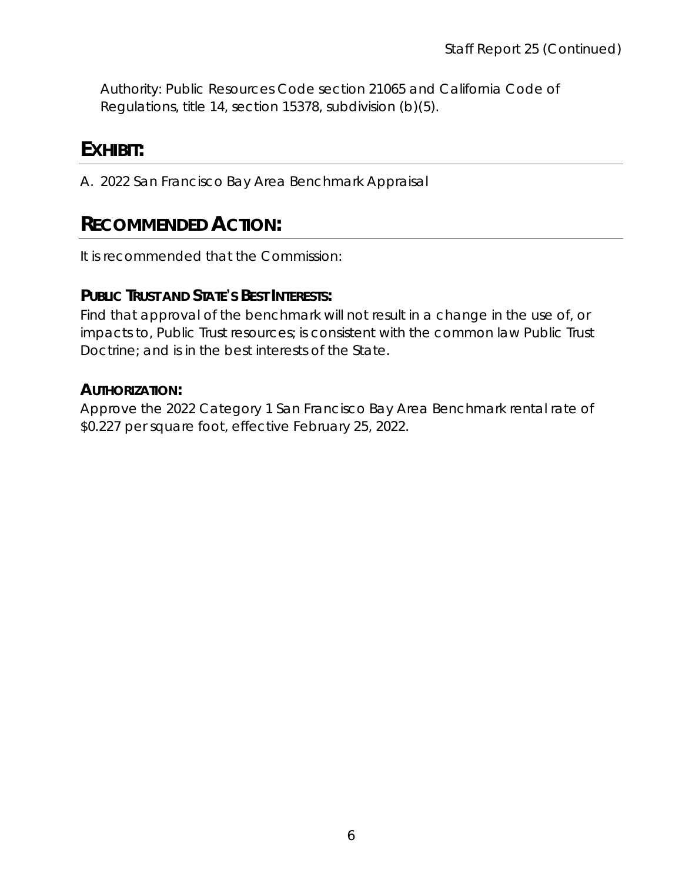Authority: Public Resources Code section 21065 and California Code of Regulations, title 14, section 15378, subdivision (b)(5).

## EXHIBIT:

A. 2022 San Francisco Bay Area Benchmark Appraisal

## RECOMMENDED ACTION:

It is recommended that the Commission:

### PUBLIC TRUST AND STATE'S BEST INTERESTS:

Find that approval of the benchmark will not result in a change in the use of, or impacts to, Public Trust resources; is consistent with the common law Public Trust Doctrine; and is in the best interests of the State.

### AUTHORIZATION:

Approve the 2022 Category 1 San Francisco Bay Area Benchmark rental rate of $0.227 per square foot, effective February 25, 2022.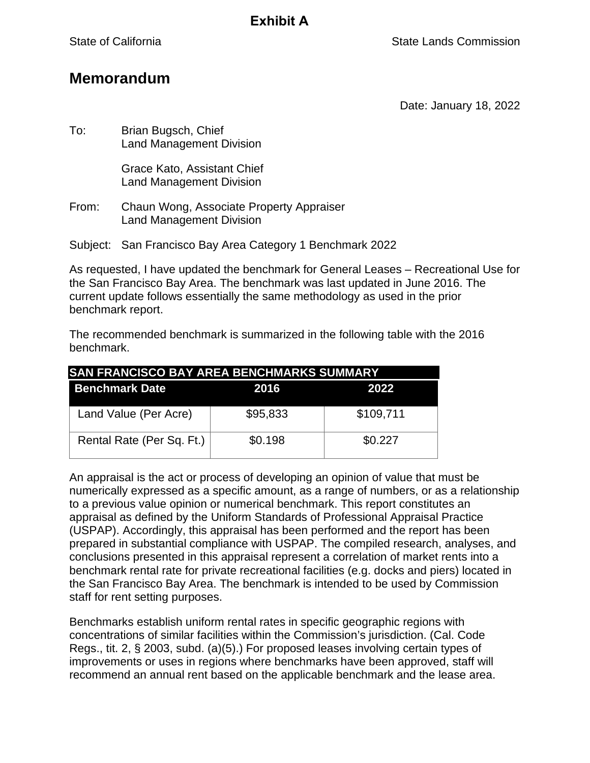# Exhibit A

State of California State Lands Commission

## Memorandum

Date: January 18, 2022

To: Brian Bugsch, Chief
Land Management Division

Grace Kato, Assistant Chief
Land Management Division

From: Chaun Wong, Associate Property Appraiser
Land Management Division

Subject: San Francisco Bay Area Category 1 Benchmark 2022

As requested, I have updated the benchmark for General Leases – Recreational Use for the San Francisco Bay Area. The benchmark was last updated in June 2016. The current update follows essentially the same methodology as used in the prior benchmark report.

The recommended benchmark is summarized in the following table with the 2016 benchmark.

| SAN FRANCISCO BAY AREA BENCHMARKS SUMMARY | | |
|---|---|---|
| **Benchmark Date** | **2016** | **2022** |
| Land Value (Per Acre) | $95,833 | $109,711 |
| Rental Rate (Per Sq. Ft.) | $0.198 | $0.227 |

An appraisal is the act or process of developing an opinion of value that must be numerically expressed as a specific amount, as a range of numbers, or as a relationship to a previous value opinion or numerical benchmark. This report constitutes an appraisal as defined by the Uniform Standards of Professional Appraisal Practice (USPAP). Accordingly, this appraisal has been performed and the report has been prepared in substantial compliance with USPAP. The compiled research, analyses, and conclusions presented in this appraisal represent a correlation of market rents into a benchmark rental rate for private recreational facilities (e.g. docks and piers) located in the San Francisco Bay Area. The benchmark is intended to be used by Commission staff for rent setting purposes.

Benchmarks establish uniform rental rates in specific geographic regions with concentrations of similar facilities within the Commission's jurisdiction. (Cal. Code Regs., tit. 2, § 2003, subd. (a)(5).) For proposed leases involving certain types of improvements or uses in regions where benchmarks have been approved, staff will recommend an annual rent based on the applicable benchmark and the lease area.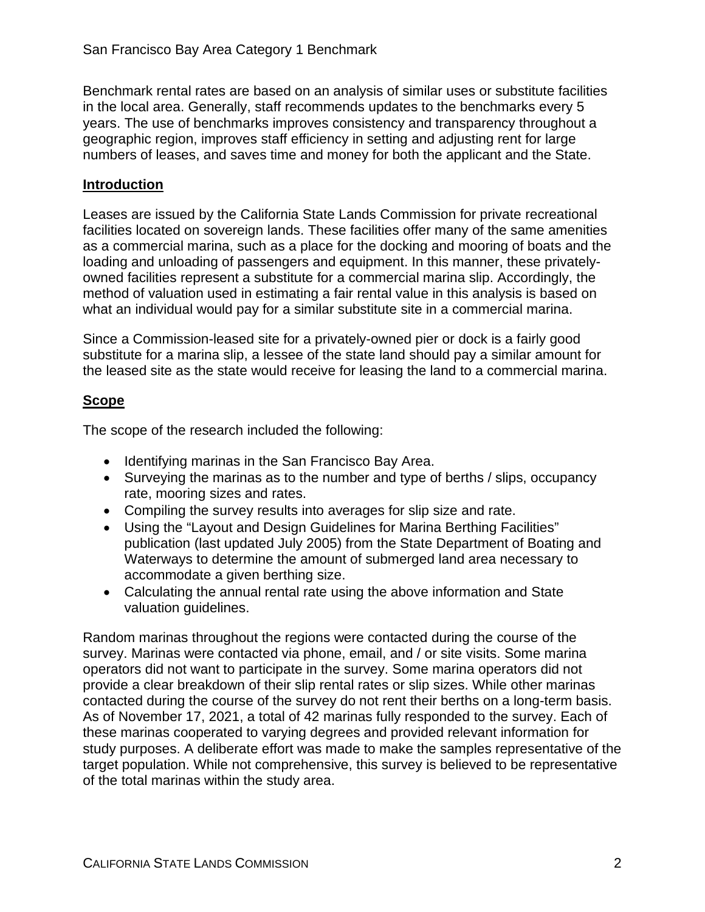Benchmark rental rates are based on an analysis of similar uses or substitute facilities in the local area. Generally, staff recommends updates to the benchmarks every 5 years. The use of benchmarks improves consistency and transparency throughout a geographic region, improves staff efficiency in setting and adjusting rent for large numbers of leases, and saves time and money for both the applicant and the State.

## Introduction

Leases are issued by the California State Lands Commission for private recreational facilities located on sovereign lands. These facilities offer many of the same amenities as a commercial marina, such as a place for the docking and mooring of boats and the loading and unloading of passengers and equipment. In this manner, these privately-owned facilities represent a substitute for a commercial marina slip. Accordingly, the method of valuation used in estimating a fair rental value in this analysis is based on what an individual would pay for a similar substitute site in a commercial marina.

Since a Commission-leased site for a privately-owned pier or dock is a fairly good substitute for a marina slip, a lessee of the state land should pay a similar amount for the leased site as the state would receive for leasing the land to a commercial marina.

## Scope

The scope of the research included the following:

- Identifying marinas in the San Francisco Bay Area.
- Surveying the marinas as to the number and type of berths / slips, occupancy rate, mooring sizes and rates.
- Compiling the survey results into averages for slip size and rate.
- Using the "Layout and Design Guidelines for Marina Berthing Facilities" publication (last updated July 2005) from the State Department of Boating and Waterways to determine the amount of submerged land area necessary to accommodate a given berthing size.
- Calculating the annual rental rate using the above information and State valuation guidelines.

Random marinas throughout the regions were contacted during the course of the survey. Marinas were contacted via phone, email, and / or site visits. Some marina operators did not want to participate in the survey. Some marina operators did not provide a clear breakdown of their slip rental rates or slip sizes. While other marinas contacted during the course of the survey do not rent their berths on a long-term basis. As of November 17, 2021, a total of 42 marinas fully responded to the survey. Each of these marinas cooperated to varying degrees and provided relevant information for study purposes. A deliberate effort was made to make the samples representative of the target population. While not comprehensive, this survey is believed to be representative of the total marinas within the study area.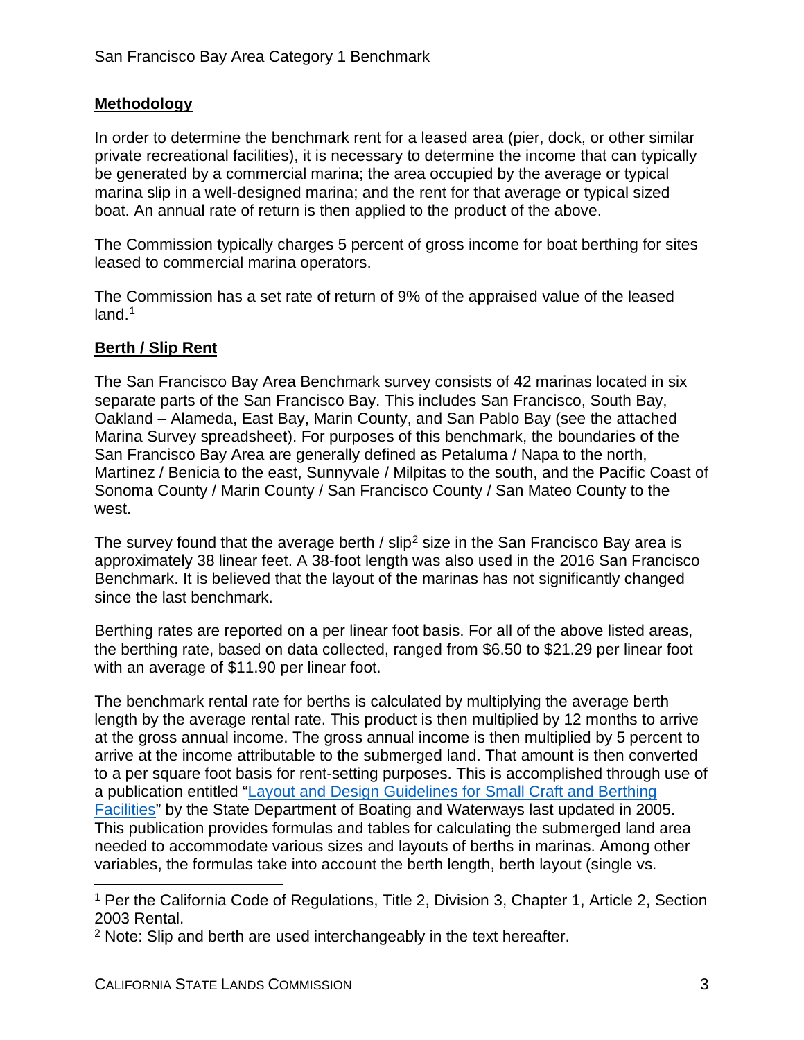## **Methodology**

In order to determine the benchmark rent for a leased area (pier, dock, or other similar private recreational facilities), it is necessary to determine the income that can typically be generated by a commercial marina; the area occupied by the average or typical marina slip in a well-designed marina; and the rent for that average or typical sized boat. An annual rate of return is then applied to the product of the above.

The Commission typically charges 5 percent of gross income for boat berthing for sites leased to commercial marina operators.

The Commission has a set rate of return of 9% of the appraised value of the leased land.[1]

## **Berth / Slip Rent**

The San Francisco Bay Area Benchmark survey consists of 42 marinas located in six separate parts of the San Francisco Bay. This includes San Francisco, South Bay, Oakland – Alameda, East Bay, Marin County, and San Pablo Bay (see the attached Marina Survey spreadsheet). For purposes of this benchmark, the boundaries of the San Francisco Bay Area are generally defined as Petaluma / Napa to the north, Martinez / Benicia to the east, Sunnyvale / Milpitas to the south, and the Pacific Coast of Sonoma County / Marin County / San Francisco County / San Mateo County to the west.

The survey found that the average berth / slip[2] size in the San Francisco Bay area is approximately 38 linear feet. A 38-foot length was also used in the 2016 San Francisco Benchmark. It is believed that the layout of the marinas has not significantly changed since the last benchmark.

Berthing rates are reported on a per linear foot basis. For all of the above listed areas, the berthing rate, based on data collected, ranged from $6.50 to $21.29 per linear foot with an average of $11.90 per linear foot.

The benchmark rental rate for berths is calculated by multiplying the average berth length by the average rental rate. This product is then multiplied by 12 months to arrive at the gross annual income. The gross annual income is then multiplied by 5 percent to arrive at the income attributable to the submerged land. That amount is then converted to a per square foot basis for rent-setting purposes. This is accomplished through use of a publication entitled "[Layout and Design Guidelines for Small Craft and Berthing Facilities]" by the State Department of Boating and Waterways last updated in 2005. This publication provides formulas and tables for calculating the submerged land area needed to accommodate various sizes and layouts of berths in marinas. Among other variables, the formulas take into account the berth length, berth layout (single vs.

---

[1] Per the California Code of Regulations, Title 2, Division 3, Chapter 1, Article 2, Section 2003 Rental.

[2] Note: Slip and berth are used interchangeably in the text hereafter.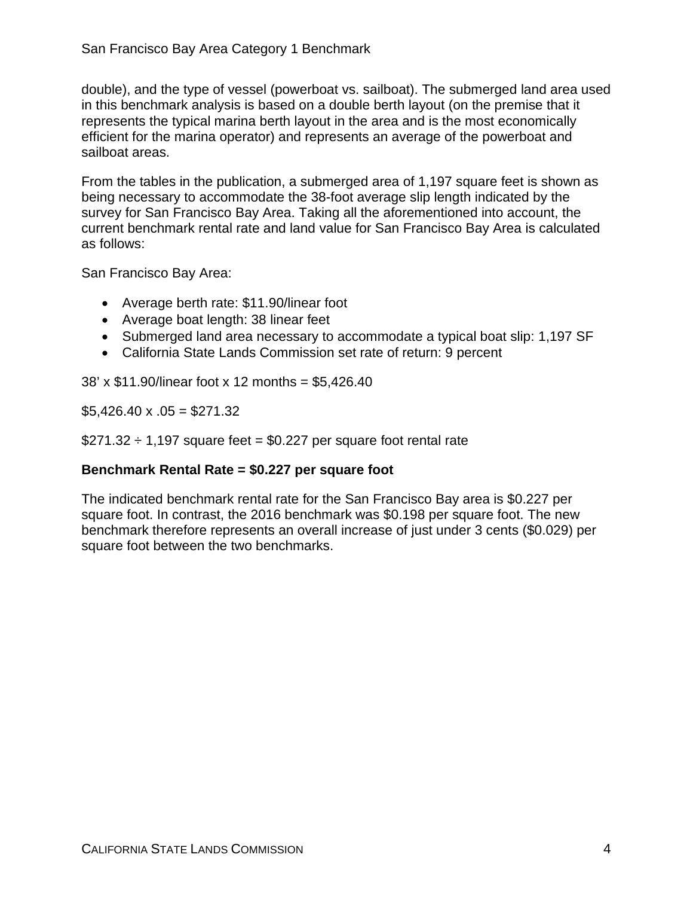double), and the type of vessel (powerboat vs. sailboat). The submerged land area used in this benchmark analysis is based on a double berth layout (on the premise that it represents the typical marina berth layout in the area and is the most economically efficient for the marina operator) and represents an average of the powerboat and sailboat areas.

From the tables in the publication, a submerged area of 1,197 square feet is shown as being necessary to accommodate the 38-foot average slip length indicated by the survey for San Francisco Bay Area. Taking all the aforementioned into account, the current benchmark rental rate and land value for San Francisco Bay Area is calculated as follows:

San Francisco Bay Area:

- Average berth rate: $11.90/linear foot
- Average boat length: 38 linear feet
- Submerged land area necessary to accommodate a typical boat slip: 1,197 SF
- California State Lands Commission set rate of return: 9 percent

38' x $11.90/linear foot x 12 months = $5,426.40

$5,426.40 x .05 = $271.32

$271.32 ÷ 1,197 square feet = $0.227 per square foot rental rate

**Benchmark Rental Rate = $0.227 per square foot**

The indicated benchmark rental rate for the San Francisco Bay area is $0.227 per square foot. In contrast, the 2016 benchmark was $0.198 per square foot. The new benchmark therefore represents an overall increase of just under 3 cents ($0.029) per square foot between the two benchmarks.